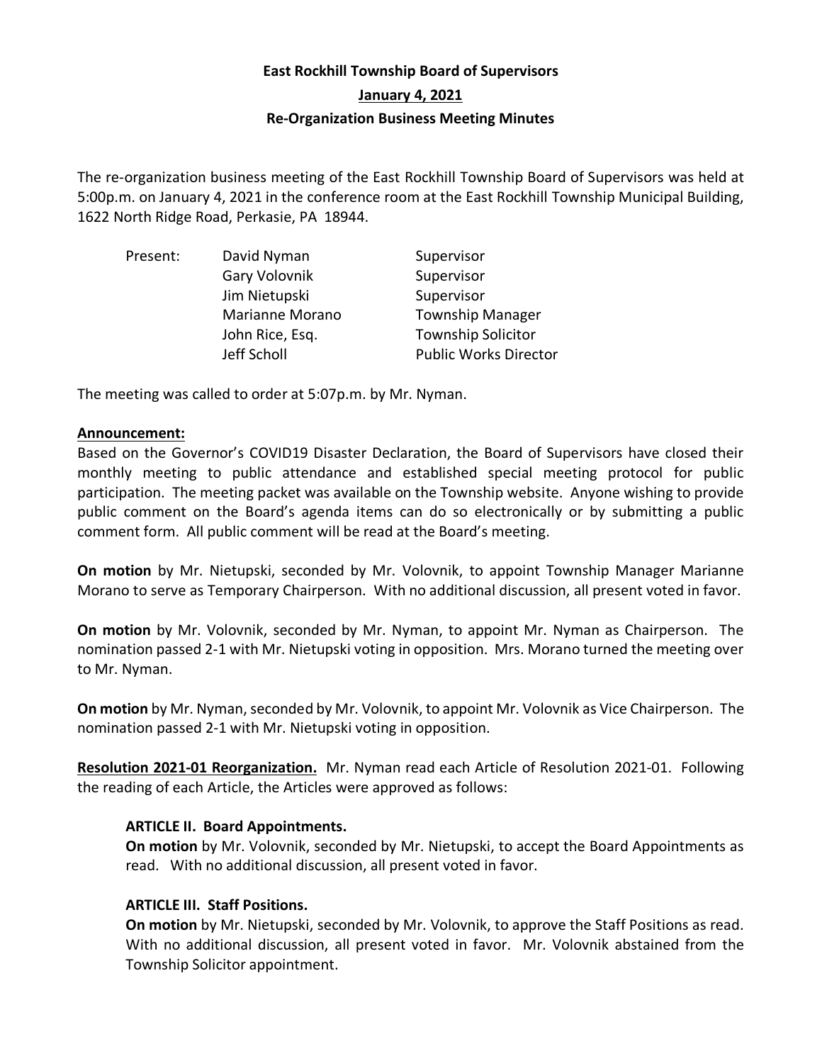# East Rockhill Township Board of Supervisors

## January 4, 2021

## Re-Organization Business Meeting Minutes

The re-organization business meeting of the East Rockhill Township Board of Supervisors was held at 5:00p.m. on January 4, 2021 in the conference room at the East Rockhill Township Municipal Building, 1622 North Ridge Road, Perkasie, PA 18944.

| Present: | David Nyman | Supervisor |
|---|---|---|
| | Gary Volovnik | Supervisor |
| | Jim Nietupski | Supervisor |
| | Marianne Morano | Township Manager |
| | John Rice, Esq. | Township Solicitor |
| | Jeff Scholl | Public Works Director |

The meeting was called to order at 5:07p.m. by Mr. Nyman.

**Announcement:**

Based on the Governor's COVID19 Disaster Declaration, the Board of Supervisors have closed their monthly meeting to public attendance and established special meeting protocol for public participation. The meeting packet was available on the Township website. Anyone wishing to provide public comment on the Board's agenda items can do so electronically or by submitting a public comment form. All public comment will be read at the Board's meeting.

**On motion** by Mr. Nietupski, seconded by Mr. Volovnik, to appoint Township Manager Marianne Morano to serve as Temporary Chairperson. With no additional discussion, all present voted in favor.

**On motion** by Mr. Volovnik, seconded by Mr. Nyman, to appoint Mr. Nyman as Chairperson. The nomination passed 2-1 with Mr. Nietupski voting in opposition. Mrs. Morano turned the meeting over to Mr. Nyman.

**On motion** by Mr. Nyman, seconded by Mr. Volovnik, to appoint Mr. Volovnik as Vice Chairperson. The nomination passed 2-1 with Mr. Nietupski voting in opposition.

**Resolution 2021-01 Reorganization.** Mr. Nyman read each Article of Resolution 2021-01. Following the reading of each Article, the Articles were approved as follows:

**ARTICLE II. Board Appointments.**

**On motion** by Mr. Volovnik, seconded by Mr. Nietupski, to accept the Board Appointments as read. With no additional discussion, all present voted in favor.

**ARTICLE III. Staff Positions.**

**On motion** by Mr. Nietupski, seconded by Mr. Volovnik, to approve the Staff Positions as read. With no additional discussion, all present voted in favor. Mr. Volovnik abstained from the Township Solicitor appointment.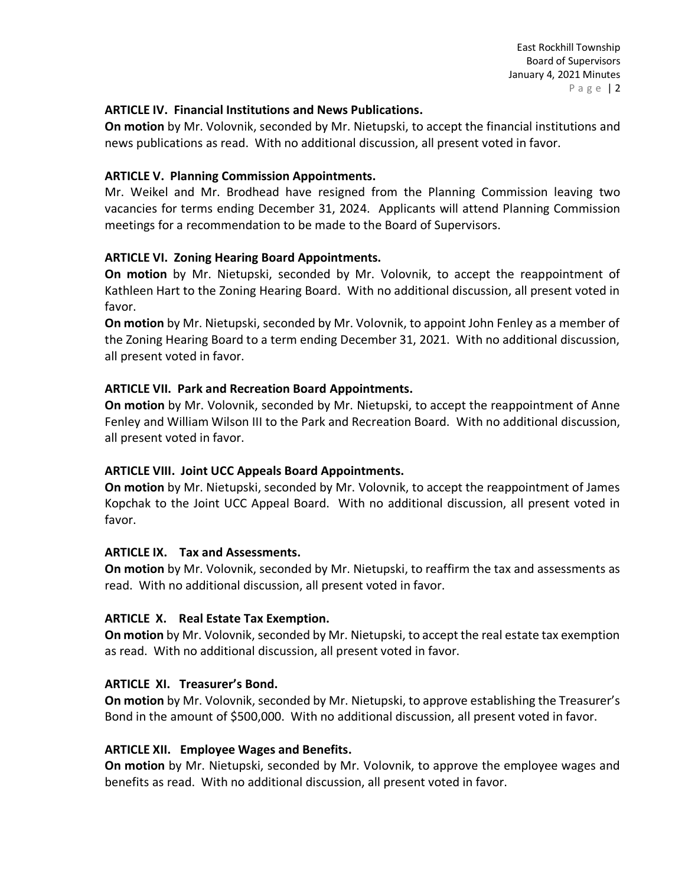**ARTICLE IV. Financial Institutions and News Publications.**

**On motion** by Mr. Volovnik, seconded by Mr. Nietupski, to accept the financial institutions and news publications as read. With no additional discussion, all present voted in favor.

**ARTICLE V. Planning Commission Appointments.**

Mr. Weikel and Mr. Brodhead have resigned from the Planning Commission leaving two vacancies for terms ending December 31, 2024. Applicants will attend Planning Commission meetings for a recommendation to be made to the Board of Supervisors.

**ARTICLE VI. Zoning Hearing Board Appointments.**

**On motion** by Mr. Nietupski, seconded by Mr. Volovnik, to accept the reappointment of Kathleen Hart to the Zoning Hearing Board. With no additional discussion, all present voted in favor.

**On motion** by Mr. Nietupski, seconded by Mr. Volovnik, to appoint John Fenley as a member of the Zoning Hearing Board to a term ending December 31, 2021. With no additional discussion, all present voted in favor.

**ARTICLE VII. Park and Recreation Board Appointments.**

**On motion** by Mr. Volovnik, seconded by Mr. Nietupski, to accept the reappointment of Anne Fenley and William Wilson III to the Park and Recreation Board. With no additional discussion, all present voted in favor.

**ARTICLE VIII. Joint UCC Appeals Board Appointments.**

**On motion** by Mr. Nietupski, seconded by Mr. Volovnik, to accept the reappointment of James Kopchak to the Joint UCC Appeal Board. With no additional discussion, all present voted in favor.

**ARTICLE IX. Tax and Assessments.**

**On motion** by Mr. Volovnik, seconded by Mr. Nietupski, to reaffirm the tax and assessments as read. With no additional discussion, all present voted in favor.

**ARTICLE X. Real Estate Tax Exemption.**

**On motion** by Mr. Volovnik, seconded by Mr. Nietupski, to accept the real estate tax exemption as read. With no additional discussion, all present voted in favor.

**ARTICLE XI. Treasurer's Bond.**

**On motion** by Mr. Volovnik, seconded by Mr. Nietupski, to approve establishing the Treasurer's Bond in the amount of $500,000. With no additional discussion, all present voted in favor.

**ARTICLE XII. Employee Wages and Benefits.**

**On motion** by Mr. Nietupski, seconded by Mr. Volovnik, to approve the employee wages and benefits as read. With no additional discussion, all present voted in favor.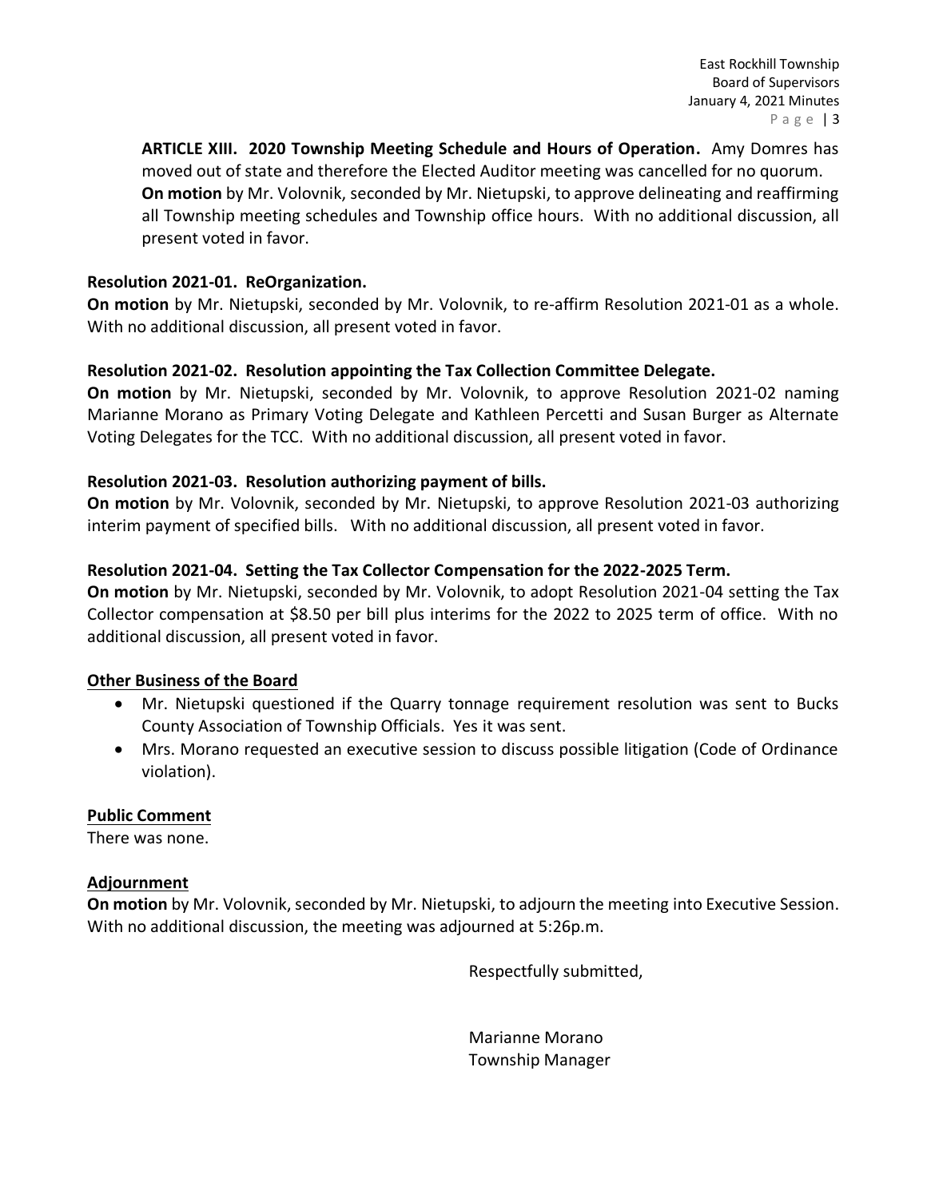**ARTICLE XIII. 2020 Township Meeting Schedule and Hours of Operation.** Amy Domres has moved out of state and therefore the Elected Auditor meeting was cancelled for no quorum. **On motion** by Mr. Volovnik, seconded by Mr. Nietupski, to approve delineating and reaffirming all Township meeting schedules and Township office hours. With no additional discussion, all present voted in favor.

**Resolution 2021-01. ReOrganization.**
**On motion** by Mr. Nietupski, seconded by Mr. Volovnik, to re-affirm Resolution 2021-01 as a whole. With no additional discussion, all present voted in favor.

**Resolution 2021-02. Resolution appointing the Tax Collection Committee Delegate.**
**On motion** by Mr. Nietupski, seconded by Mr. Volovnik, to approve Resolution 2021-02 naming Marianne Morano as Primary Voting Delegate and Kathleen Percetti and Susan Burger as Alternate Voting Delegates for the TCC. With no additional discussion, all present voted in favor.

**Resolution 2021-03. Resolution authorizing payment of bills.**
**On motion** by Mr. Volovnik, seconded by Mr. Nietupski, to approve Resolution 2021-03 authorizing interim payment of specified bills. With no additional discussion, all present voted in favor.

**Resolution 2021-04. Setting the Tax Collector Compensation for the 2022-2025 Term.**
**On motion** by Mr. Nietupski, seconded by Mr. Volovnik, to adopt Resolution 2021-04 setting the Tax Collector compensation at $8.50 per bill plus interims for the 2022 to 2025 term of office. With no additional discussion, all present voted in favor.

**Other Business of the Board**

- Mr. Nietupski questioned if the Quarry tonnage requirement resolution was sent to Bucks County Association of Township Officials. Yes it was sent.
- Mrs. Morano requested an executive session to discuss possible litigation (Code of Ordinance violation).

**Public Comment**

There was none.

**Adjournment**

**On motion** by Mr. Volovnik, seconded by Mr. Nietupski, to adjourn the meeting into Executive Session. With no additional discussion, the meeting was adjourned at 5:26p.m.

Respectfully submitted,

Marianne Morano
Township Manager